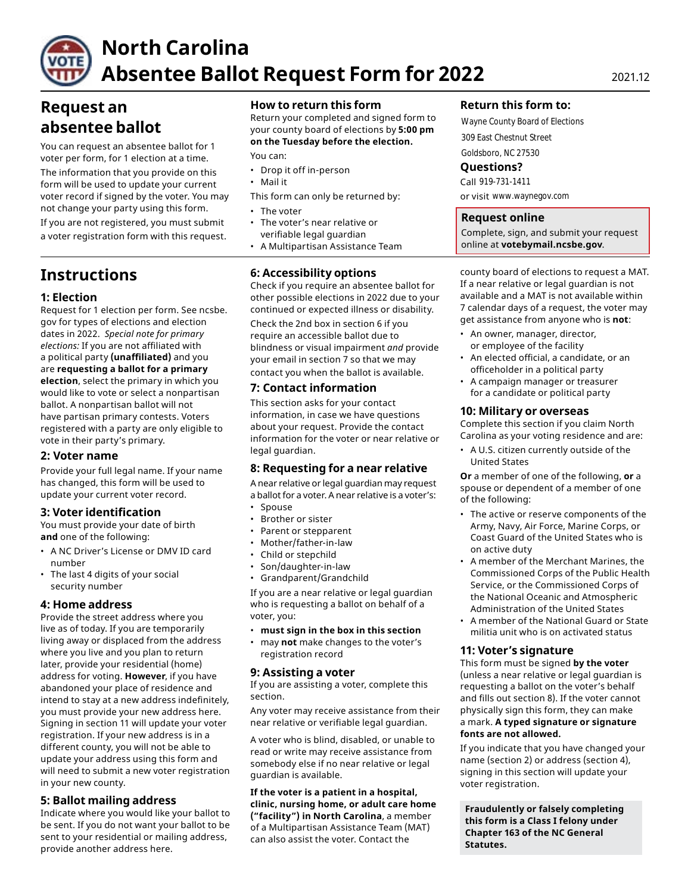# North Carolina Absentee Ballot Request Form for 2022

2021.12

## Request an absentee ballot

You can request an absentee ballot for 1 voter per form, for 1 election at a time.

The information that you provide on this form will be used to update your current voter record if signed by the voter. You may not change your party using this form.

If you are not registered, you must submit a voter registration form with this request.

### How to return this form

Return your completed and signed form to your county board of elections by **5:00 pm on the Tuesday before the election.**

You can:

- Drop it off in-person
- Mail it

This form can only be returned by:

- The voter
- The voter's near relative or verifiable legal guardian
- A Multipartisan Assistance Team

### Return this form to:

Wayne County Board of Elections
309 East Chestnut Street
Goldsboro, NC 27530

### Questions?

Call 919-731-1411
or visit www.waynegov.com

### Request online

Complete, sign, and submit your request online at **votebymail.ncsbe.gov**.

## Instructions

### 1: Election

Request for 1 election per form. See ncsbe.gov for types of elections and election dates in 2022. *Special note for primary elections:* If you are not affiliated with a political party **(unaffiliated)** and you are **requesting a ballot for a primary election**, select the primary in which you would like to vote or select a nonpartisan ballot. A nonpartisan ballot will not have partisan primary contests. Voters registered with a party are only eligible to vote in their party's primary.

### 2: Voter name

Provide your full legal name. If your name has changed, this form will be used to update your current voter record.

### 3: Voter identification

You must provide your date of birth **and** one of the following:

- A NC Driver's License or DMV ID card number
- The last 4 digits of your social security number

### 4: Home address

Provide the street address where you live as of today. If you are temporarily living away or displaced from the address where you live and you plan to return later, provide your residential (home) address for voting. **However**, if you have abandoned your place of residence and intend to stay at a new address indefinitely, you must provide your new address here. Signing in section 11 will update your voter registration. If your new address is in a different county, you will not be able to update your address using this form and will need to submit a new voter registration in your new county.

### 5: Ballot mailing address

Indicate where you would like your ballot to be sent. If you do not want your ballot to be sent to your residential or mailing address, provide another address here.

### 6: Accessibility options

Check if you require an absentee ballot for other possible elections in 2022 due to your continued or expected illness or disability.

Check the 2nd box in section 6 if you require an accessible ballot due to blindness or visual impairment *and* provide your email in section 7 so that we may contact you when the ballot is available.

### 7: Contact information

This section asks for your contact information, in case we have questions about your request. Provide the contact information for the voter or near relative or legal guardian.

### 8: Requesting for a near relative

A near relative or legal guardian may request a ballot for a voter. A near relative is a voter's:

- Spouse
- Brother or sister
- Parent or stepparent
- Mother/father-in-law
- Child or stepchild
- Son/daughter-in-law
- Grandparent/Grandchild

If you are a near relative or legal guardian who is requesting a ballot on behalf of a voter, you:

- **must sign in the box in this section**
- may **not** make changes to the voter's registration record

### 9: Assisting a voter

If you are assisting a voter, complete this section.

Any voter may receive assistance from their near relative or verifiable legal guardian.

A voter who is blind, disabled, or unable to read or write may receive assistance from somebody else if no near relative or legal guardian is available.

**If the voter is a patient in a hospital, clinic, nursing home, or adult care home ("facility") in North Carolina**, a member of a Multipartisan Assistance Team (MAT) can also assist the voter. Contact the county board of elections to request a MAT. If a near relative or legal guardian is not available and a MAT is not available within 7 calendar days of a request, the voter may get assistance from anyone who is **not**:

- An owner, manager, director, or employee of the facility
- An elected official, a candidate, or an officeholder in a political party
- A campaign manager or treasurer for a candidate or political party

### 10: Military or overseas

Complete this section if you claim North Carolina as your voting residence and are:

- A U.S. citizen currently outside of the United States

**Or** a member of one of the following, **or** a spouse or dependent of a member of one of the following:

- The active or reserve components of the Army, Navy, Air Force, Marine Corps, or Coast Guard of the United States who is on active duty
- A member of the Merchant Marines, the Commissioned Corps of the Public Health Service, or the Commissioned Corps of the National Oceanic and Atmospheric Administration of the United States
- A member of the National Guard or State militia unit who is on activated status

### 11: Voter's signature

This form must be signed **by the voter** (unless a near relative or legal guardian is requesting a ballot on the voter's behalf and fills out section 8). If the voter cannot physically sign this form, they can make a mark. **A typed signature or signature fonts are not allowed.**

If you indicate that you have changed your name (section 2) or address (section 4), signing in this section will update your voter registration.

**Fraudulently or falsely completing this form is a Class I felony under Chapter 163 of the NC General Statutes.**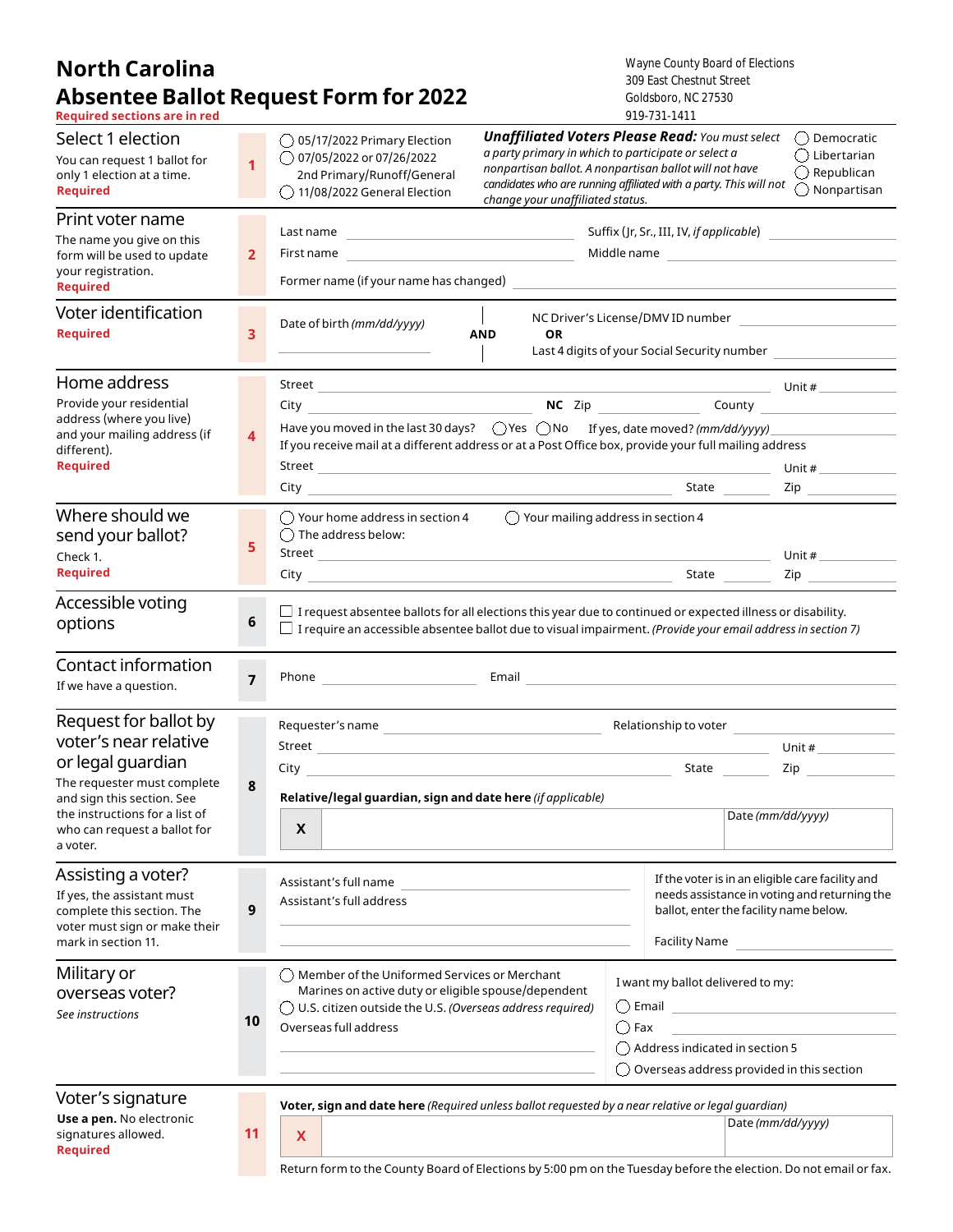# North Carolina Absentee Ballot Request Form for 2022

**Required sections are in red**

Wayne County Board of Elections
309 East Chestnut Street
Goldsboro, NC 27530
919-731-1411

## 1 Select 1 election

You can request 1 ballot for only 1 election at a time.
**Required**

- ◯ 05/17/2022 Primary Election
- ◯ 07/05/2022 or 07/26/2022 2nd Primary/Runoff/General
- ◯ 11/08/2022 General Election

***Unaffiliated Voters Please Read:*** *You must select a party primary in which to participate or select a nonpartisan ballot. A nonpartisan ballot will not have candidates who are running affiliated with a party. This will not change your unaffiliated status.*

- ◯ Democratic
- ◯ Libertarian
- ◯ Republican
- ◯ Nonpartisan

## 2 Print voter name

The name you give on this form will be used to update your registration.
**Required**

Last name ____________ Suffix (Jr, Sr., III, IV, *if applicable*) ____________
First name ____________ Middle name ____________
Former name (if your name has changed) ____________

## 3 Voter identification

**Required**

Date of birth *(mm/dd/yyyy)* ____________ **AND** NC Driver's License/DMV ID number ____________ **OR** Last 4 digits of your Social Security number ____________

## 4 Home address

Provide your residential address (where you live) and your mailing address (if different).
**Required**

Street ____________ Unit # ____________
City ____________ **NC** Zip ____________ County ____________
Have you moved in the last 30 days? ◯Yes ◯No If yes, date moved? *(mm/dd/yyyy)* ____________
If you receive mail at a different address or at a Post Office box, provide your full mailing address
Street ____________ Unit # ____________
City ____________ State ____________ Zip ____________

## 5 Where should we send your ballot?

Check 1.
**Required**

- ◯ Your home address in section 4
- ◯ Your mailing address in section 4
- ◯ The address below:

Street ____________ Unit # ____________
City ____________ State ____________ Zip ____________

## 6 Accessible voting options

- ☐ I request absentee ballots for all elections this year due to continued or expected illness or disability.
- ☐ I require an accessible absentee ballot due to visual impairment. *(Provide your email address in section 7)*

## 7 Contact information

If we have a question.

Phone ____________ Email ____________

## 8 Request for ballot by voter's near relative or legal guardian

The requester must complete and sign this section. See the instructions for a list of who can request a ballot for a voter.

Requester's name ____________ Relationship to voter ____________
Street ____________ Unit # ____________
City ____________ State ____________ Zip ____________

**Relative/legal guardian, sign and date here** *(if applicable)*

X ____________ Date *(mm/dd/yyyy)* ____________

## 9 Assisting a voter?

If yes, the assistant must complete this section. The voter must sign or make their mark in section 11.

Assistant's full name ____________
Assistant's full address ____________

If the voter is in an eligible care facility and needs assistance in voting and returning the ballot, enter the facility name below.

Facility Name ____________

## 10 Military or overseas voter?

*See instructions*

- ◯ Member of the Uniformed Services or Merchant Marines on active duty or eligible spouse/dependent
- ◯ U.S. citizen outside the U.S. *(Overseas address required)*

Overseas full address ____________

I want my ballot delivered to my:

- ◯ Email ____________
- ◯ Fax ____________
- ◯ Address indicated in section 5
- ◯ Overseas address provided in this section

## 11 Voter's signature

**Use a pen.** No electronic signatures allowed.
**Required**

**Voter, sign and date here** *(Required unless ballot requested by a near relative or legal guardian)*

X ____________ Date *(mm/dd/yyyy)* ____________

Return form to the County Board of Elections by 5:00 pm on the Tuesday before the election. Do not email or fax.